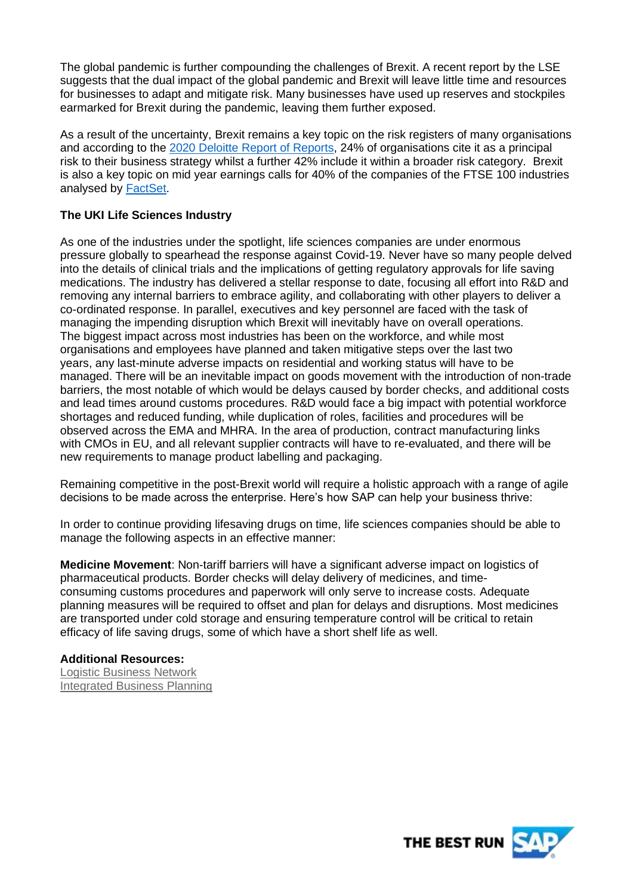The global pandemic is further compounding the challenges of Brexit. A recent report by the LSE suggests that the dual impact of the global pandemic and Brexit will leave little time and resources for businesses to adapt and mitigate risk. Many businesses have used up reserves and stockpiles earmarked for Brexit during the pandemic, leaving them further exposed.

As a result of the uncertainty, Brexit remains a key topic on the risk registers of many organisations and according to the [2020 Deloitte Report of Reports](), 24% of organisations cite it as a principal risk to their business strategy whilst a further 42% include it within a broader risk category. Brexit is also a key topic on mid year earnings calls for 40% of the companies of the FTSE 100 industries analysed by [FactSet]().

**The UKI Life Sciences Industry**

As one of the industries under the spotlight, life sciences companies are under enormous pressure globally to spearhead the response against Covid-19. Never have so many people delved into the details of clinical trials and the implications of getting regulatory approvals for life saving medications. The industry has delivered a stellar response to date, focusing all effort into R&D and removing any internal barriers to embrace agility, and collaborating with other players to deliver a co-ordinated response. In parallel, executives and key personnel are faced with the task of managing the impending disruption which Brexit will inevitably have on overall operations. The biggest impact across most industries has been on the workforce, and while most organisations and employees have planned and taken mitigative steps over the last two years, any last-minute adverse impacts on residential and working status will have to be managed. There will be an inevitable impact on goods movement with the introduction of non-trade barriers, the most notable of which would be delays caused by border checks, and additional costs and lead times around customs procedures. R&D would face a big impact with potential workforce shortages and reduced funding, while duplication of roles, facilities and procedures will be observed across the EMA and MHRA. In the area of production, contract manufacturing links with CMOs in EU, and all relevant supplier contracts will have to re-evaluated, and there will be new requirements to manage product labelling and packaging.

Remaining competitive in the post-Brexit world will require a holistic approach with a range of agile decisions to be made across the enterprise. Here's how SAP can help your business thrive:

In order to continue providing lifesaving drugs on time, life sciences companies should be able to manage the following aspects in an effective manner:

**Medicine Movement**: Non-tariff barriers will have a significant adverse impact on logistics of pharmaceutical products. Border checks will delay delivery of medicines, and time-consuming customs procedures and paperwork will only serve to increase costs. Adequate planning measures will be required to offset and plan for delays and disruptions. Most medicines are transported under cold storage and ensuring temperature control will be critical to retain efficacy of life saving drugs, some of which have a short shelf life as well.

**Additional Resources:**
[Logistic Business Network]()
[Integrated Business Planning]()

THE BEST RUN SAP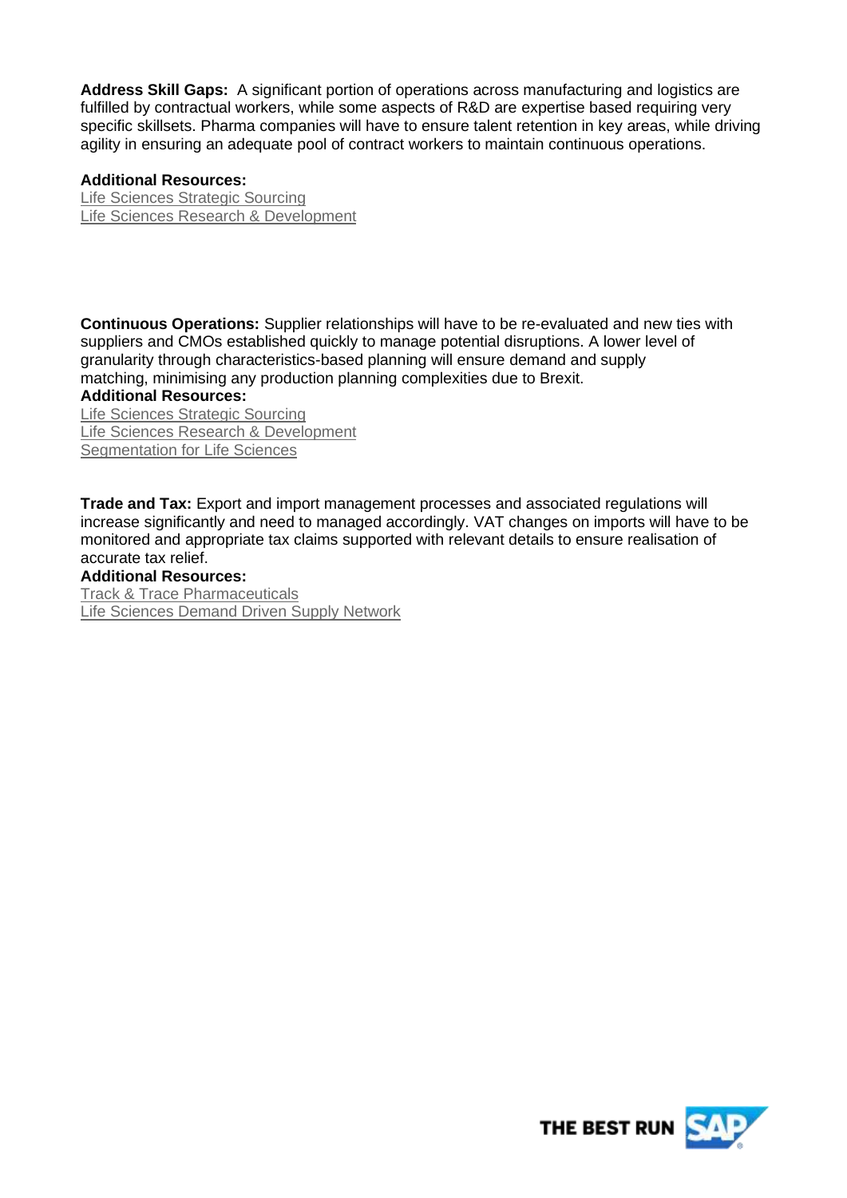**Address Skill Gaps:** A significant portion of operations across manufacturing and logistics are fulfilled by contractual workers, while some aspects of R&D are expertise based requiring very specific skillsets. Pharma companies will have to ensure talent retention in key areas, while driving agility in ensuring an adequate pool of contract workers to maintain continuous operations.

**Additional Resources:**
Life Sciences Strategic Sourcing
Life Sciences Research & Development

**Continuous Operations:** Supplier relationships will have to be re-evaluated and new ties with suppliers and CMOs established quickly to manage potential disruptions. A lower level of granularity through characteristics-based planning will ensure demand and supply matching, minimising any production planning complexities due to Brexit.

**Additional Resources:**
Life Sciences Strategic Sourcing
Life Sciences Research & Development
Segmentation for Life Sciences

**Trade and Tax:** Export and import management processes and associated regulations will increase significantly and need to managed accordingly. VAT changes on imports will have to be monitored and appropriate tax claims supported with relevant details to ensure realisation of accurate tax relief.

**Additional Resources:**
Track & Trace Pharmaceuticals
Life Sciences Demand Driven Supply Network